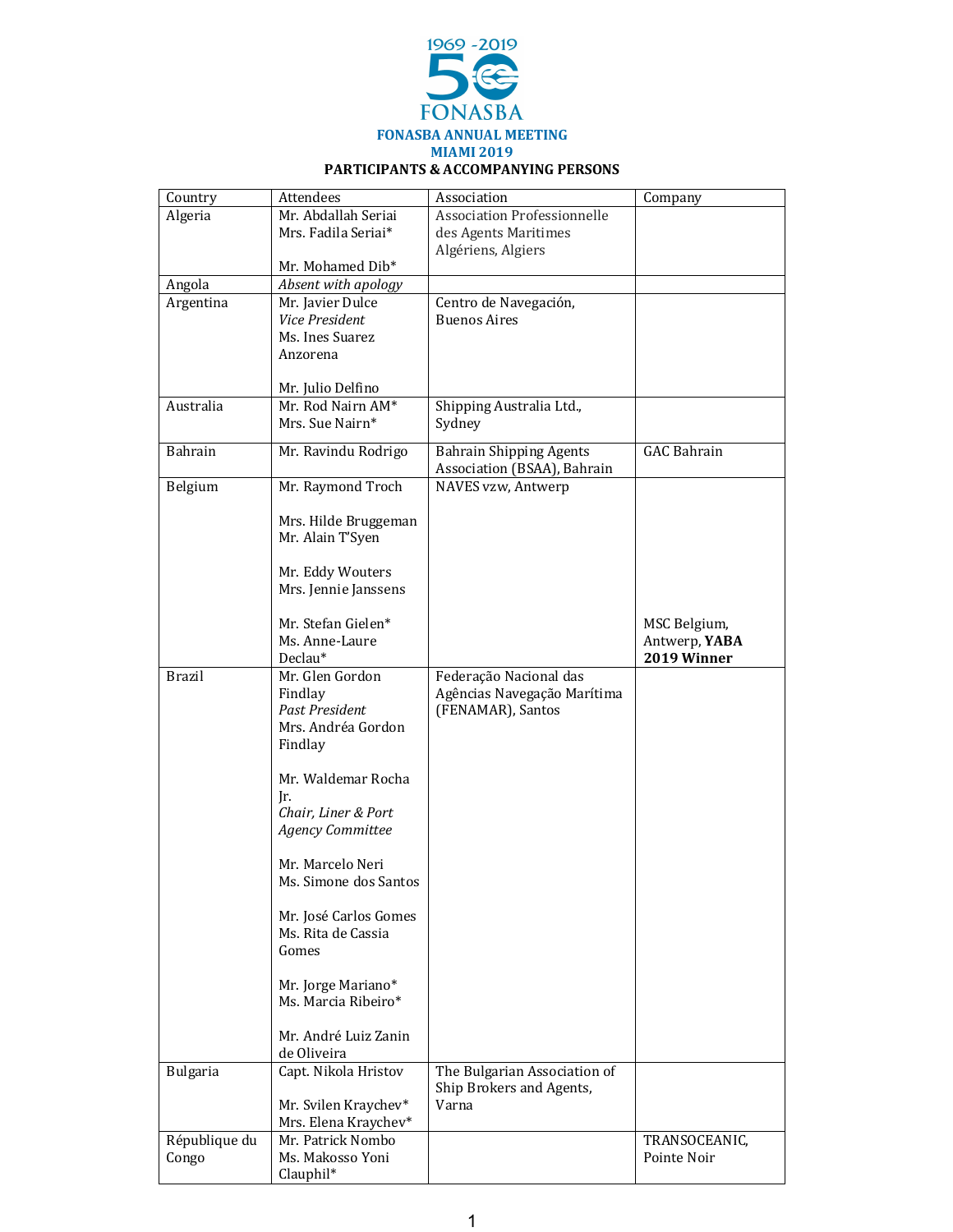1969 -2019

50

FONASBA

**FONASBA ANNUAL MEETING**
**MIAMI 2019**
**PARTICIPANTS & ACCOMPANYING PERSONS**

| Country | Attendees | Association | Company |
|---|---|---|---|
| Algeria | Mr. Abdallah Seriai<br>Mrs. Fadila Seriai*<br><br>Mr. Mohamed Dib* | Association Professionnelle des Agents Maritimes Algériens, Algiers | |
| Angola | *Absent with apology* | | |
| Argentina | Mr. Javier Dulce<br>*Vice President*<br>Ms. Ines Suarez Anzorena<br><br>Mr. Julio Delfino | Centro de Navegación, Buenos Aires | |
| Australia | Mr. Rod Nairn AM*<br>Mrs. Sue Nairn* | Shipping Australia Ltd., Sydney | |
| Bahrain | Mr. Ravindu Rodrigo | Bahrain Shipping Agents Association (BSAA), Bahrain | GAC Bahrain |
| Belgium | Mr. Raymond Troch<br><br>Mrs. Hilde Bruggeman<br>Mr. Alain T'Syen<br><br>Mr. Eddy Wouters<br>Mrs. Jennie Janssens<br><br>Mr. Stefan Gielen*<br>Ms. Anne-Laure Declau* | NAVES vzw, Antwerp | MSC Belgium, Antwerp, **YABA 2019 Winner** |
| Brazil | Mr. Glen Gordon Findlay<br>*Past President*<br>Mrs. Andréa Gordon Findlay<br><br>Mr. Waldemar Rocha Jr.<br>*Chair, Liner & Port Agency Committee*<br><br>Mr. Marcelo Neri<br>Ms. Simone dos Santos<br><br>Mr. José Carlos Gomes<br>Ms. Rita de Cassia Gomes<br><br>Mr. Jorge Mariano*<br>Ms. Marcia Ribeiro*<br><br>Mr. André Luiz Zanin de Oliveira | Federação Nacional das Agências Navegação Marítima (FENAMAR), Santos | |
| Bulgaria | Capt. Nikola Hristov<br><br>Mr. Svilen Kraychev*<br>Mrs. Elena Kraychev* | The Bulgarian Association of Ship Brokers and Agents, Varna | |
| République du Congo | Mr. Patrick Nombo<br>Ms. Makosso Yoni Clauphil* | | TRANSOCEANIC, Pointe Noir |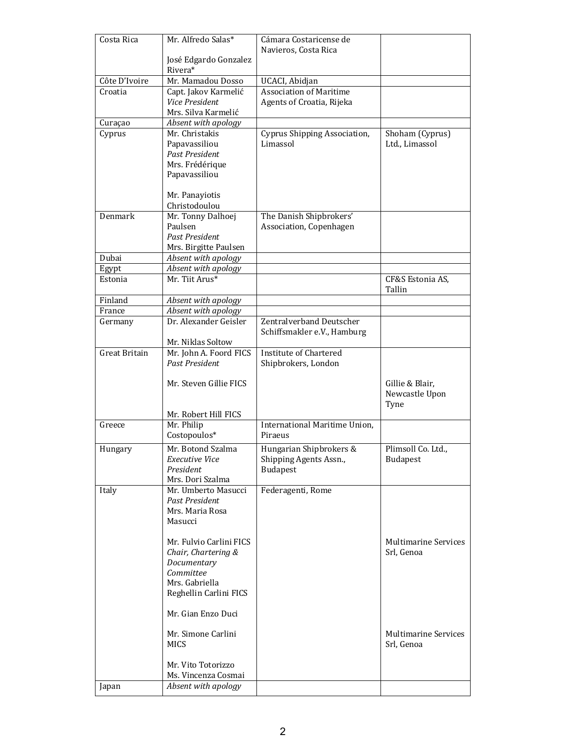| Costa Rica | Mr. Alfredo Salas*<br><br>José Edgardo Gonzalez Rivera* | Cámara Costaricense de Navieros, Costa Rica | |
|---|---|---|---|
| Côte D'Ivoire | Mr. Mamadou Dosso | UCACI, Abidjan | |
| Croatia | Capt. Jakov Karmelić<br>*Vice President*<br>Mrs. Silva Karmelić | Association of Maritime Agents of Croatia, Rijeka | |
| Curaçao | *Absent with apology* | | |
| Cyprus | Mr. Christakis Papavassiliou<br>*Past President*<br>Mrs. Frédérique Papavassiliou<br><br>Mr. Panayiotis Christodoulou | Cyprus Shipping Association, Limassol | Shoham (Cyprus) Ltd., Limassol |
| Denmark | Mr. Tonny Dalhoej Paulsen<br>*Past President*<br>Mrs. Birgitte Paulsen | The Danish Shipbrokers' Association, Copenhagen | |
| Dubai | *Absent with apology* | | |
| Egypt | *Absent with apology* | | |
| Estonia | Mr. Tiit Arus* | | CF&S Estonia AS, Tallin |
| Finland | *Absent with apology* | | |
| France | *Absent with apology* | | |
| Germany | Dr. Alexander Geisler<br><br>Mr. Niklas Soltow | Zentralverband Deutscher Schiffsmakler e.V., Hamburg | |
| Great Britain | Mr. John A. Foord FICS<br>*Past President*<br><br>Mr. Steven Gillie FICS<br><br>Mr. Robert Hill FICS | Institute of Chartered Shipbrokers, London | Gillie & Blair, Newcastle Upon Tyne |
| Greece | Mr. Philip Costopoulos* | International Maritime Union, Piraeus | |
| Hungary | Mr. Botond Szalma<br>*Executive Vice President*<br>Mrs. Dori Szalma | Hungarian Shipbrokers & Shipping Agents Assn., Budapest | Plimsoll Co. Ltd., Budapest |
| Italy | Mr. Umberto Masucci<br>*Past President*<br>Mrs. Maria Rosa Masucci<br><br>Mr. Fulvio Carlini FICS<br>*Chair, Chartering & Documentary Committee*<br>Mrs. Gabriella Reghellin Carlini FICS<br><br>Mr. Gian Enzo Duci<br><br>Mr. Simone Carlini MICS<br><br>Mr. Vito Totorizzo<br>Ms. Vincenza Cosmai | Federagenti, Rome | Multimarine Services Srl, Genoa<br><br>Multimarine Services Srl, Genoa |
| Japan | *Absent with apology* | | |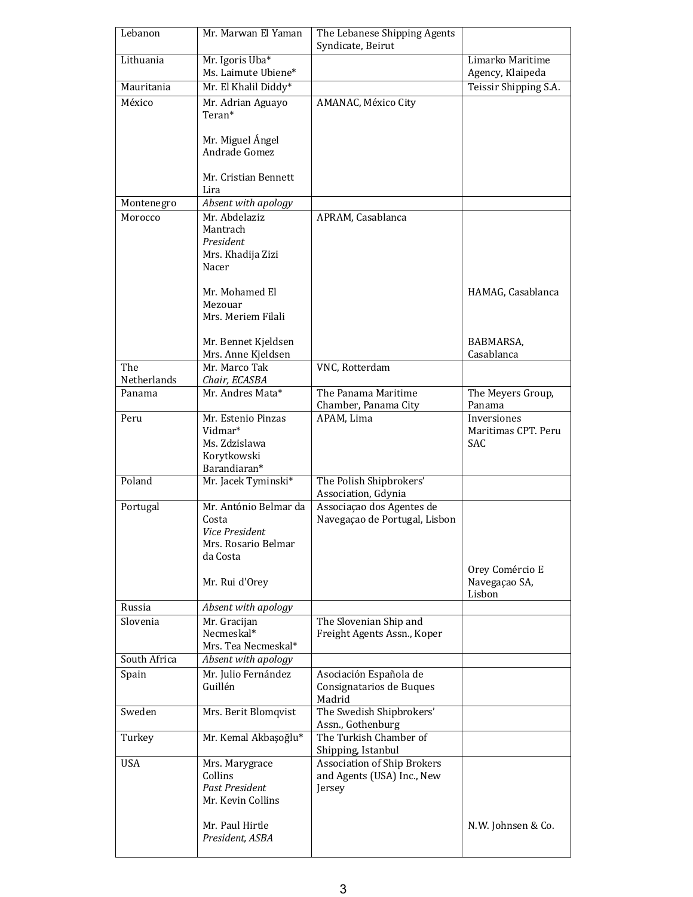| Lebanon | Mr. Marwan El Yaman | The Lebanese Shipping Agents Syndicate, Beirut | |
|---|---|---|---|
| Lithuania | Mr. Igoris Uba*<br>Ms. Laimute Ubiene* | | Limarko Maritime Agency, Klaipeda |
| Mauritania | Mr. El Khalil Diddy* | | Teissir Shipping S.A. |
| México | Mr. Adrian Aguayo Teran*<br><br>Mr. Miguel Ángel Andrade Gomez<br><br>Mr. Cristian Bennett Lira | AMANAC, México City | |
| Montenegro | *Absent with apology* | | |
| Morocco | Mr. Abdelaziz Mantrach<br>*President*<br>Mrs. Khadija Zizi Nacer<br><br>Mr. Mohamed El Mezouar<br>Mrs. Meriem Filali<br><br>Mr. Bennet Kjeldsen<br>Mrs. Anne Kjeldsen | APRAM, Casablanca | <br><br><br><br><br>HAMAG, Casablanca<br><br><br><br>BABMARSA, Casablanca |
| The Netherlands | Mr. Marco Tak<br>*Chair, ECASBA* | VNC, Rotterdam | |
| Panama | Mr. Andres Mata* | The Panama Maritime Chamber, Panama City | The Meyers Group, Panama |
| Peru | Mr. Estenio Pinzas Vidmar*<br>Ms. Zdzislawa Korytkowski Barandiaran* | APAM, Lima | Inversiones Maritimas CPT. Peru SAC |
| Poland | Mr. Jacek Tyminski* | The Polish Shipbrokers' Association, Gdynia | |
| Portugal | Mr. António Belmar da Costa<br>*Vice President*<br>Mrs. Rosario Belmar da Costa<br><br>Mr. Rui d'Orey | Associaçao dos Agentes de Navegaçao de Portugal, Lisbon | <br><br><br><br><br>Orey Comércio E Navegaçao SA, Lisbon |
| Russia | *Absent with apology* | | |
| Slovenia | Mr. Gracijan Necmeskal*<br>Mrs. Tea Necmeskal* | The Slovenian Ship and Freight Agents Assn., Koper | |
| South Africa | *Absent with apology* | | |
| Spain | Mr. Julio Fernández Guillén | Asociación Española de Consignatarios de Buques Madrid | |
| Sweden | Mrs. Berit Blomqvist | The Swedish Shipbrokers' Assn., Gothenburg | |
| Turkey | Mr. Kemal Akbaşoğlu* | The Turkish Chamber of Shipping, Istanbul | |
| USA | Mrs. Marygrace Collins<br>*Past President*<br>Mr. Kevin Collins<br><br>Mr. Paul Hirtle<br>*President, ASBA* | Association of Ship Brokers and Agents (USA) Inc., New Jersey | <br><br><br><br>N.W. Johnsen & Co. |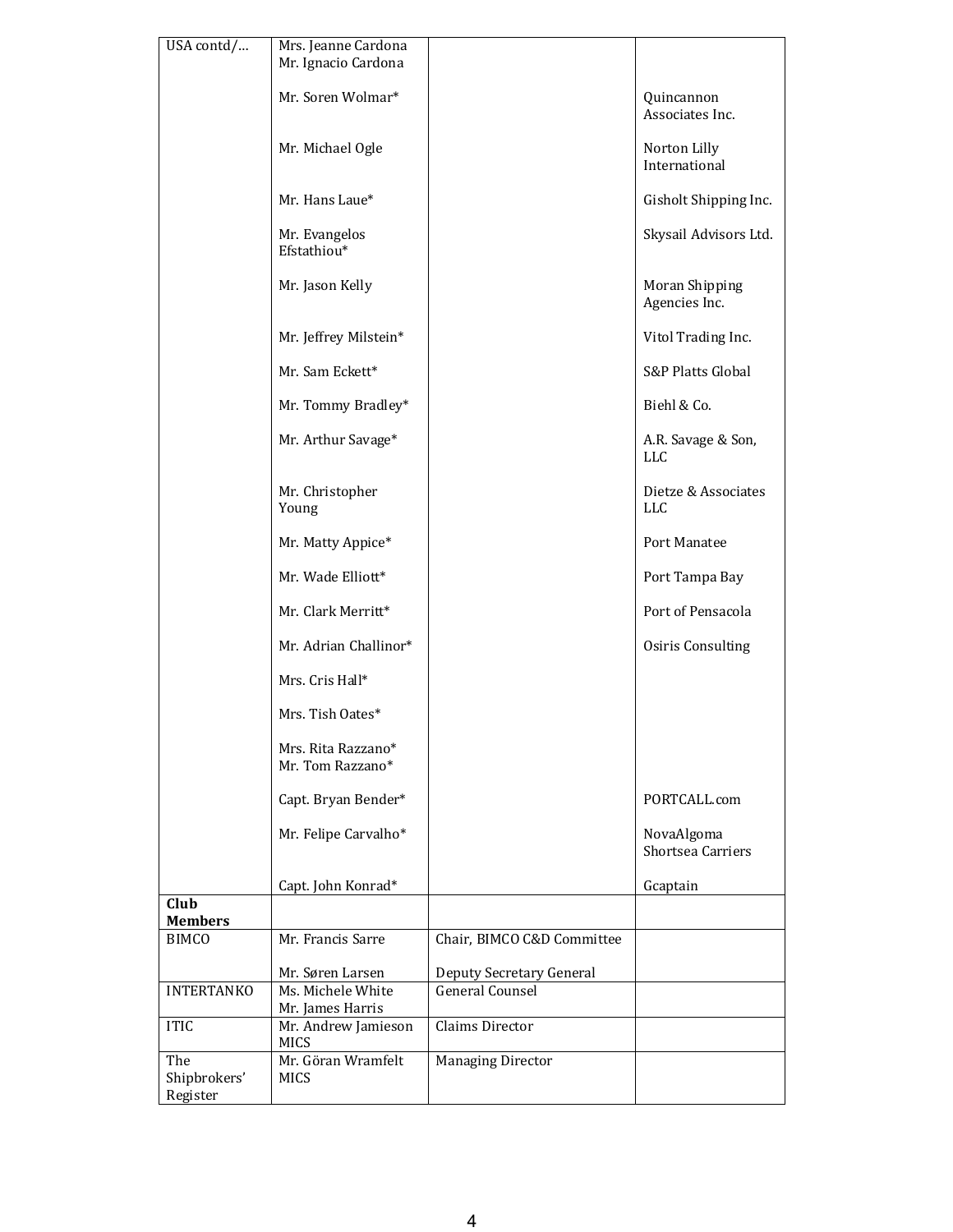| USA contd/… | Mrs. Jeanne Cardona<br>Mr. Ignacio Cardona | | |
|---|---|---|---|
| | Mr. Soren Wolmar* | | Quincannon Associates Inc. |
| | Mr. Michael Ogle | | Norton Lilly International |
| | Mr. Hans Laue* | | Gisholt Shipping Inc. |
| | Mr. Evangelos Efstathiou* | | Skysail Advisors Ltd. |
| | Mr. Jason Kelly | | Moran Shipping Agencies Inc. |
| | Mr. Jeffrey Milstein* | | Vitol Trading Inc. |
| | Mr. Sam Eckett* | | S&P Platts Global |
| | Mr. Tommy Bradley* | | Biehl & Co. |
| | Mr. Arthur Savage* | | A.R. Savage & Son, LLC |
| | Mr. Christopher Young | | Dietze & Associates LLC |
| | Mr. Matty Appice* | | Port Manatee |
| | Mr. Wade Elliott* | | Port Tampa Bay |
| | Mr. Clark Merritt* | | Port of Pensacola |
| | Mr. Adrian Challinor* | | Osiris Consulting |
| | Mrs. Cris Hall* | | |
| | Mrs. Tish Oates* | | |
| | Mrs. Rita Razzano*<br>Mr. Tom Razzano* | | |
| | Capt. Bryan Bender* | | PORTCALL.com |
| | Mr. Felipe Carvalho* | | NovaAlgoma Shortsea Carriers |
| | Capt. John Konrad* | | Gcaptain |
| **Club Members** | | | |
| BIMCO | Mr. Francis Sarre<br><br>Mr. Søren Larsen | Chair, BIMCO C&D Committee<br><br>Deputy Secretary General | |
| INTERTANKO | Ms. Michele White<br>Mr. James Harris | General Counsel | |
| ITIC | Mr. Andrew Jamieson MICS | Claims Director | |
| The Shipbrokers' Register | Mr. Göran Wramfelt MICS | Managing Director | |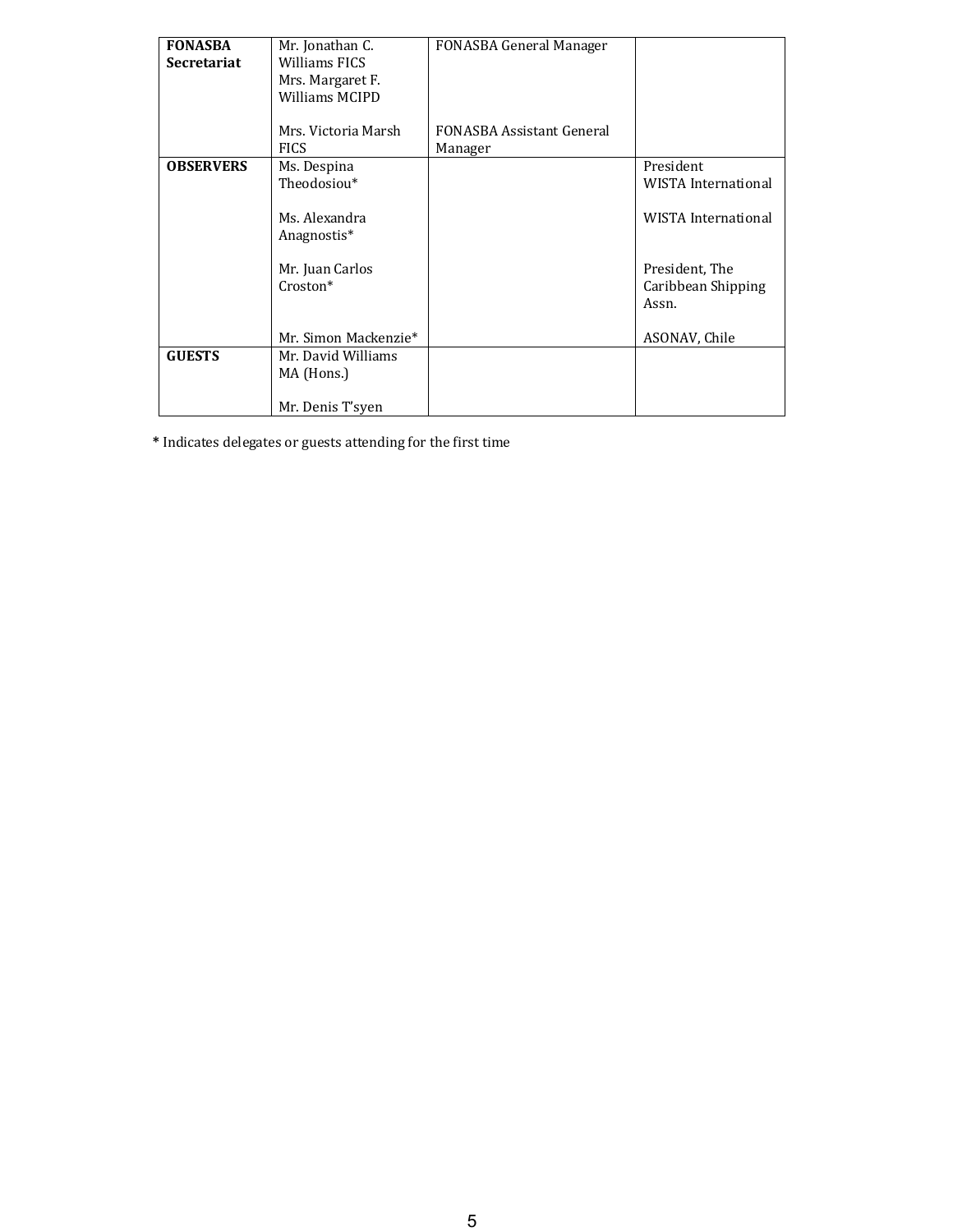| | | | |
|---|---|---|---|
| **FONASBA Secretariat** | Mr. Jonathan C. Williams FICS<br>Mrs. Margaret F. Williams MCIPD<br><br>Mrs. Victoria Marsh FICS | FONASBA General Manager<br><br><br><br>FONASBA Assistant General Manager | |
| **OBSERVERS** | Ms. Despina Theodosiou*<br><br>Ms. Alexandra Anagnostis*<br><br>Mr. Juan Carlos Croston*<br><br><br>Mr. Simon Mackenzie* | | President WISTA International<br><br>WISTA International<br><br><br>President, The Caribbean Shipping Assn.<br><br>ASONAV, Chile |
| **GUESTS** | Mr. David Williams MA (Hons.)<br><br>Mr. Denis T'syen | | |

**\*** Indicates delegates or guests attending for the first time